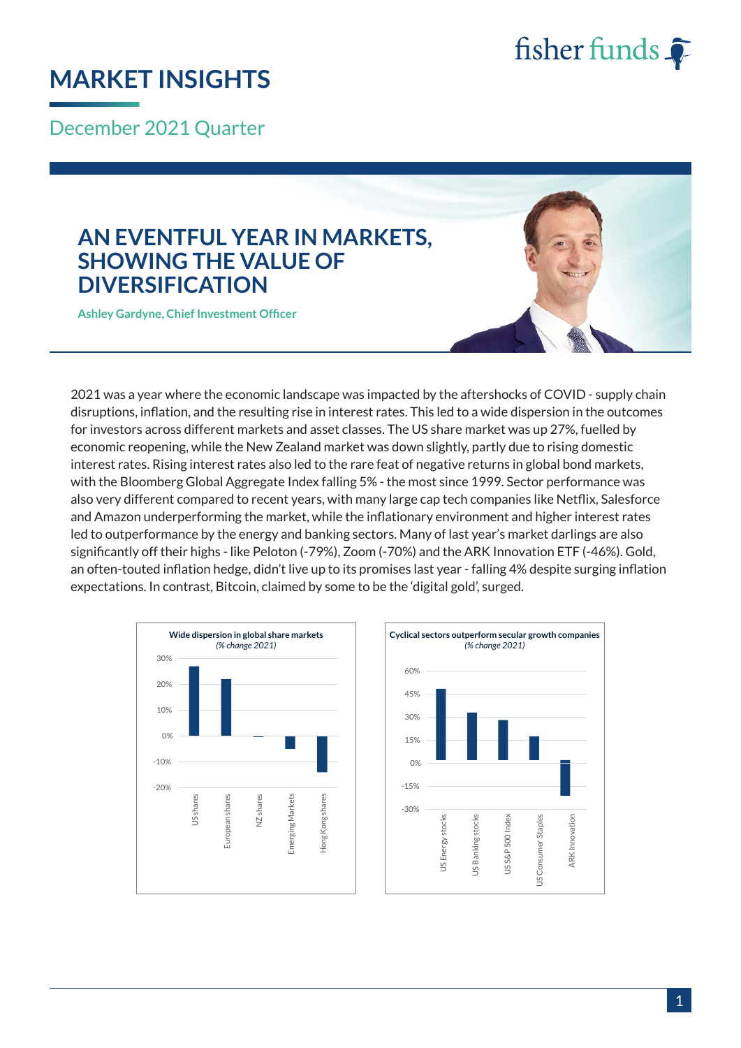# MARKET INSIGHTS

December 2021 Quarter

## AN EVENTFUL YEAR IN MARKETS, SHOWING THE VALUE OF DIVERSIFICATION

**Ashley Gardyne, Chief Investment Officer**

2021 was a year where the economic landscape was impacted by the aftershocks of COVID - supply chain disruptions, inflation, and the resulting rise in interest rates. This led to a wide dispersion in the outcomes for investors across different markets and asset classes. The US share market was up 27%, fuelled by economic reopening, while the New Zealand market was down slightly, partly due to rising domestic interest rates. Rising interest rates also led to the rare feat of negative returns in global bond markets, with the Bloomberg Global Aggregate Index falling 5% - the most since 1999. Sector performance was also very different compared to recent years, with many large cap tech companies like Netflix, Salesforce and Amazon underperforming the market, while the inflationary environment and higher interest rates led to outperformance by the energy and banking sectors. Many of last year's market darlings are also significantly off their highs - like Peloton (-79%), Zoom (-70%) and the ARK Innovation ETF (-46%). Gold, an often-touted inflation hedge, didn't live up to its promises last year - falling 4% despite surging inflation expectations. In contrast, Bitcoin, claimed by some to be the 'digital gold', surged.

**Wide dispersion in global share markets**
*(% change 2021)*

Categories: US shares, European shares, NZ shares, Emerging Markets, Hong Kong shares (y-axis from -20% to 30%)

**Cyclical sectors outperform secular growth companies**
*(% change 2021)*

Categories: US Energy stocks, US Banking stocks, US S&P 500 Index, US Consumer Staples, ARK Innovation (y-axis from -30% to 60%)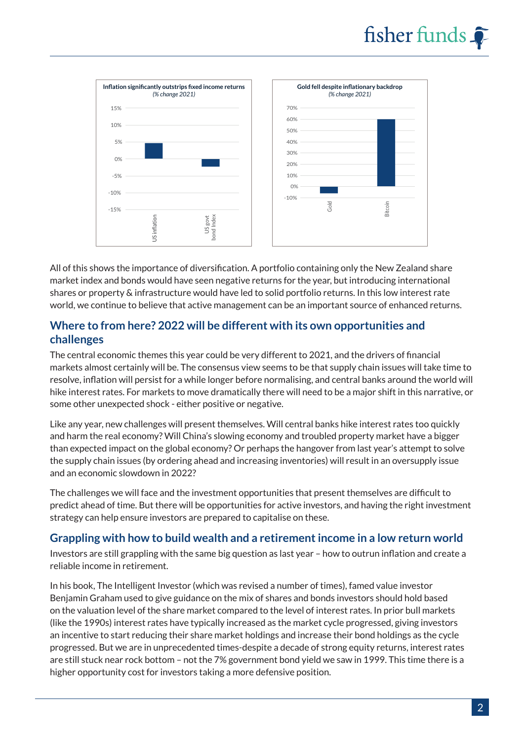**Inflation significantly outstrips fixed income returns**
*(% change 2021)*

**Gold fell despite inflationary backdrop**
*(% change 2021)*

All of this shows the importance of diversification. A portfolio containing only the New Zealand share market index and bonds would have seen negative returns for the year, but introducing international shares or property & infrastructure would have led to solid portfolio returns. In this low interest rate world, we continue to believe that active management can be an important source of enhanced returns.

## Where to from here? 2022 will be different with its own opportunities and challenges

The central economic themes this year could be very different to 2021, and the drivers of financial markets almost certainly will be. The consensus view seems to be that supply chain issues will take time to resolve, inflation will persist for a while longer before normalising, and central banks around the world will hike interest rates. For markets to move dramatically there will need to be a major shift in this narrative, or some other unexpected shock - either positive or negative.

Like any year, new challenges will present themselves. Will central banks hike interest rates too quickly and harm the real economy? Will China's slowing economy and troubled property market have a bigger than expected impact on the global economy? Or perhaps the hangover from last year's attempt to solve the supply chain issues (by ordering ahead and increasing inventories) will result in an oversupply issue and an economic slowdown in 2022?

The challenges we will face and the investment opportunities that present themselves are difficult to predict ahead of time. But there will be opportunities for active investors, and having the right investment strategy can help ensure investors are prepared to capitalise on these.

## Grappling with how to build wealth and a retirement income in a low return world

Investors are still grappling with the same big question as last year – how to outrun inflation and create a reliable income in retirement.

In his book, The Intelligent Investor (which was revised a number of times), famed value investor Benjamin Graham used to give guidance on the mix of shares and bonds investors should hold based on the valuation level of the share market compared to the level of interest rates. In prior bull markets (like the 1990s) interest rates have typically increased as the market cycle progressed, giving investors an incentive to start reducing their share market holdings and increase their bond holdings as the cycle progressed. But we are in unprecedented times-despite a decade of strong equity returns, interest rates are still stuck near rock bottom – not the 7% government bond yield we saw in 1999. This time there is a higher opportunity cost for investors taking a more defensive position.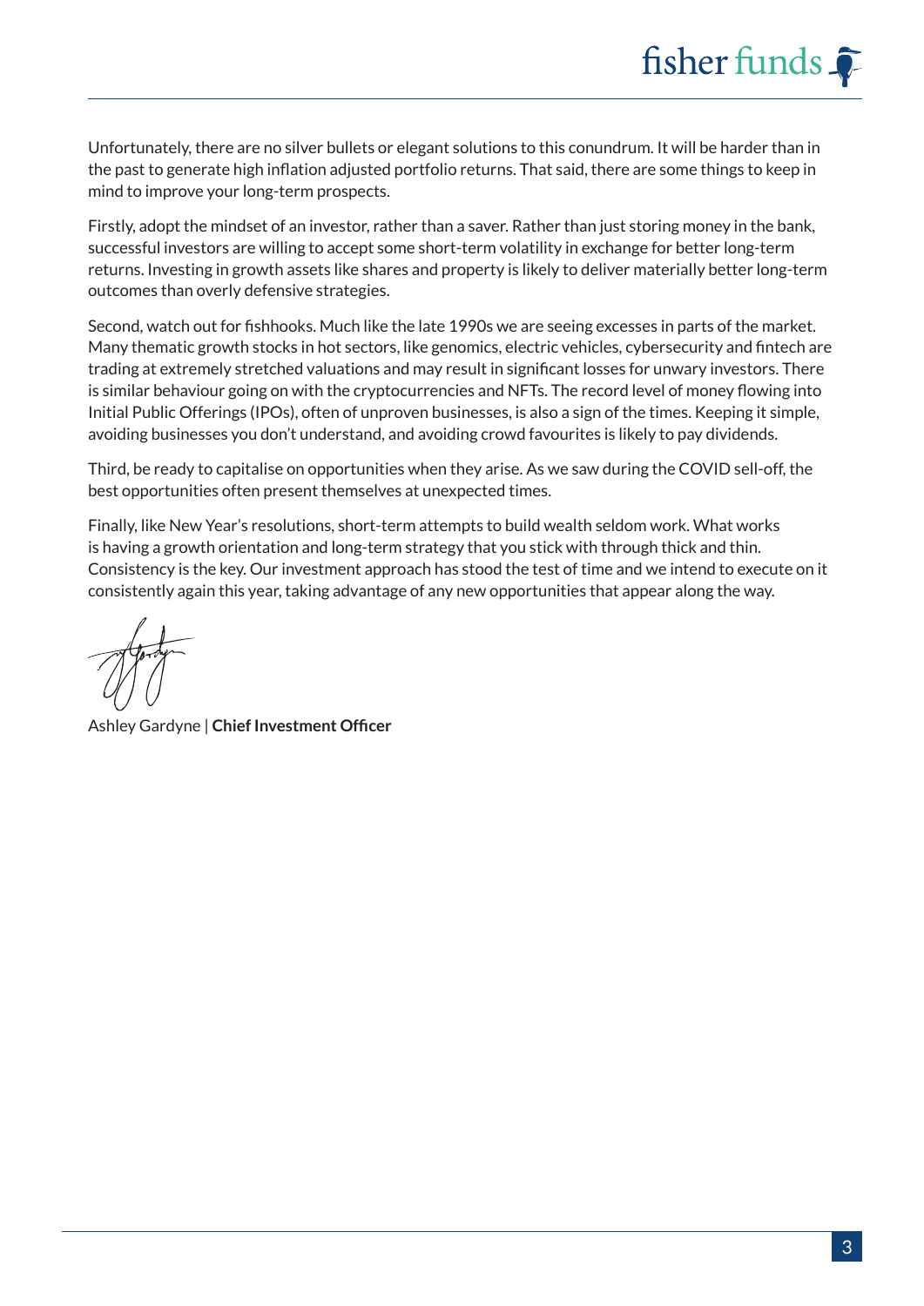Unfortunately, there are no silver bullets or elegant solutions to this conundrum. It will be harder than in the past to generate high inflation adjusted portfolio returns. That said, there are some things to keep in mind to improve your long-term prospects.

Firstly, adopt the mindset of an investor, rather than a saver. Rather than just storing money in the bank, successful investors are willing to accept some short-term volatility in exchange for better long-term returns. Investing in growth assets like shares and property is likely to deliver materially better long-term outcomes than overly defensive strategies.

Second, watch out for fishhooks. Much like the late 1990s we are seeing excesses in parts of the market. Many thematic growth stocks in hot sectors, like genomics, electric vehicles, cybersecurity and fintech are trading at extremely stretched valuations and may result in significant losses for unwary investors. There is similar behaviour going on with the cryptocurrencies and NFTs. The record level of money flowing into Initial Public Offerings (IPOs), often of unproven businesses, is also a sign of the times. Keeping it simple, avoiding businesses you don't understand, and avoiding crowd favourites is likely to pay dividends.

Third, be ready to capitalise on opportunities when they arise. As we saw during the COVID sell-off, the best opportunities often present themselves at unexpected times.

Finally, like New Year's resolutions, short-term attempts to build wealth seldom work. What works is having a growth orientation and long-term strategy that you stick with through thick and thin. Consistency is the key. Our investment approach has stood the test of time and we intend to execute on it consistently again this year, taking advantage of any new opportunities that appear along the way.

Ashley Gardyne | **Chief Investment Officer**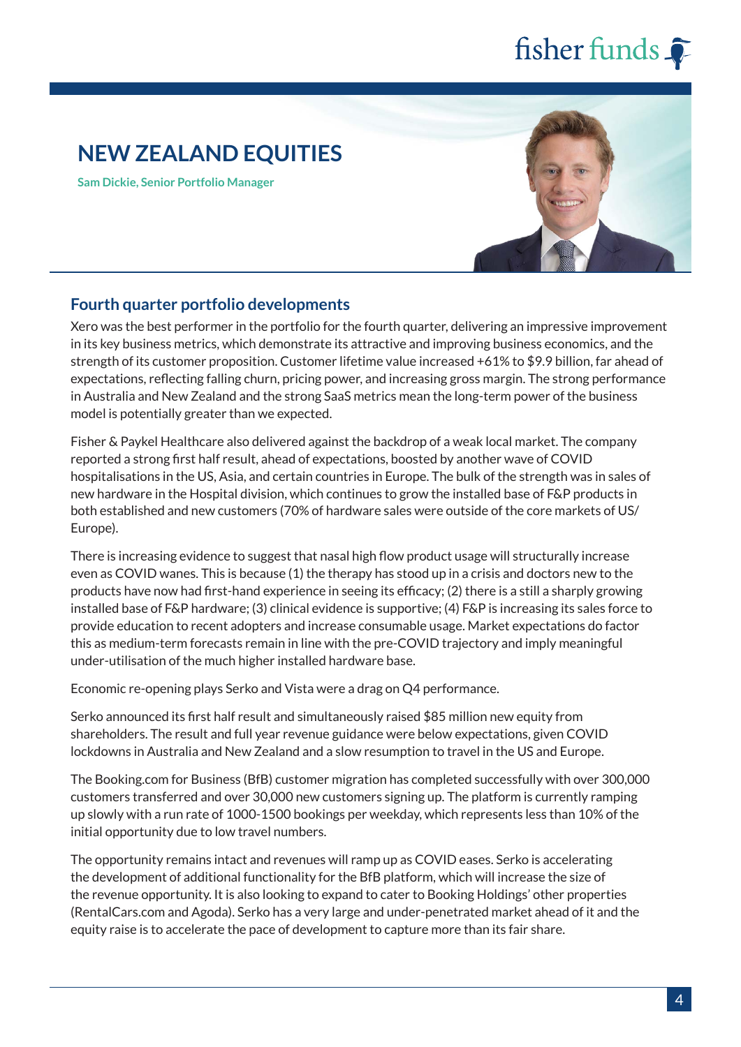# NEW ZEALAND EQUITIES

**Sam Dickie, Senior Portfolio Manager**

## Fourth quarter portfolio developments

Xero was the best performer in the portfolio for the fourth quarter, delivering an impressive improvement in its key business metrics, which demonstrate its attractive and improving business economics, and the strength of its customer proposition. Customer lifetime value increased +61% to $9.9 billion, far ahead of expectations, reflecting falling churn, pricing power, and increasing gross margin. The strong performance in Australia and New Zealand and the strong SaaS metrics mean the long-term power of the business model is potentially greater than we expected.

Fisher & Paykel Healthcare also delivered against the backdrop of a weak local market. The company reported a strong first half result, ahead of expectations, boosted by another wave of COVID hospitalisations in the US, Asia, and certain countries in Europe. The bulk of the strength was in sales of new hardware in the Hospital division, which continues to grow the installed base of F&P products in both established and new customers (70% of hardware sales were outside of the core markets of US/Europe).

There is increasing evidence to suggest that nasal high flow product usage will structurally increase even as COVID wanes. This is because (1) the therapy has stood up in a crisis and doctors new to the products have now had first-hand experience in seeing its efficacy; (2) there is a still a sharply growing installed base of F&P hardware; (3) clinical evidence is supportive; (4) F&P is increasing its sales force to provide education to recent adopters and increase consumable usage. Market expectations do factor this as medium-term forecasts remain in line with the pre-COVID trajectory and imply meaningful under-utilisation of the much higher installed hardware base.

Economic re-opening plays Serko and Vista were a drag on Q4 performance.

Serko announced its first half result and simultaneously raised $85 million new equity from shareholders. The result and full year revenue guidance were below expectations, given COVID lockdowns in Australia and New Zealand and a slow resumption to travel in the US and Europe.

The Booking.com for Business (BfB) customer migration has completed successfully with over 300,000 customers transferred and over 30,000 new customers signing up. The platform is currently ramping up slowly with a run rate of 1000-1500 bookings per weekday, which represents less than 10% of the initial opportunity due to low travel numbers.

The opportunity remains intact and revenues will ramp up as COVID eases. Serko is accelerating the development of additional functionality for the BfB platform, which will increase the size of the revenue opportunity. It is also looking to expand to cater to Booking Holdings' other properties (RentalCars.com and Agoda). Serko has a very large and under-penetrated market ahead of it and the equity raise is to accelerate the pace of development to capture more than its fair share.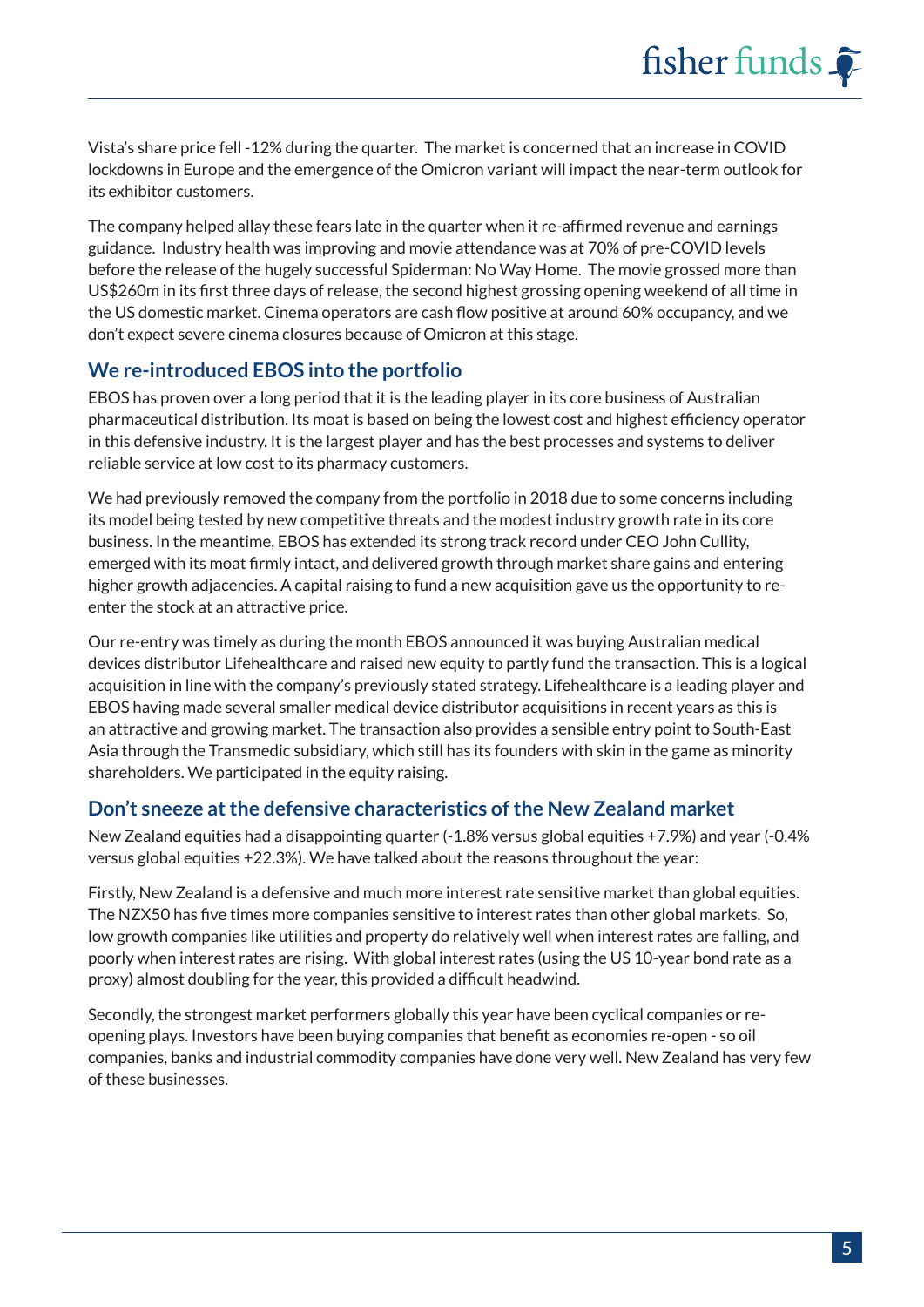Vista's share price fell -12% during the quarter. The market is concerned that an increase in COVID lockdowns in Europe and the emergence of the Omicron variant will impact the near-term outlook for its exhibitor customers.

The company helped allay these fears late in the quarter when it re-affirmed revenue and earnings guidance. Industry health was improving and movie attendance was at 70% of pre-COVID levels before the release of the hugely successful Spiderman: No Way Home. The movie grossed more than US$260m in its first three days of release, the second highest grossing opening weekend of all time in the US domestic market. Cinema operators are cash flow positive at around 60% occupancy, and we don't expect severe cinema closures because of Omicron at this stage.

## We re-introduced EBOS into the portfolio

EBOS has proven over a long period that it is the leading player in its core business of Australian pharmaceutical distribution. Its moat is based on being the lowest cost and highest efficiency operator in this defensive industry. It is the largest player and has the best processes and systems to deliver reliable service at low cost to its pharmacy customers.

We had previously removed the company from the portfolio in 2018 due to some concerns including its model being tested by new competitive threats and the modest industry growth rate in its core business. In the meantime, EBOS has extended its strong track record under CEO John Cullity, emerged with its moat firmly intact, and delivered growth through market share gains and entering higher growth adjacencies. A capital raising to fund a new acquisition gave us the opportunity to re-enter the stock at an attractive price.

Our re-entry was timely as during the month EBOS announced it was buying Australian medical devices distributor Lifehealthcare and raised new equity to partly fund the transaction. This is a logical acquisition in line with the company's previously stated strategy. Lifehealthcare is a leading player and EBOS having made several smaller medical device distributor acquisitions in recent years as this is an attractive and growing market. The transaction also provides a sensible entry point to South-East Asia through the Transmedic subsidiary, which still has its founders with skin in the game as minority shareholders. We participated in the equity raising.

## Don't sneeze at the defensive characteristics of the New Zealand market

New Zealand equities had a disappointing quarter (-1.8% versus global equities +7.9%) and year (-0.4% versus global equities +22.3%). We have talked about the reasons throughout the year:

Firstly, New Zealand is a defensive and much more interest rate sensitive market than global equities. The NZX50 has five times more companies sensitive to interest rates than other global markets. So, low growth companies like utilities and property do relatively well when interest rates are falling, and poorly when interest rates are rising. With global interest rates (using the US 10-year bond rate as a proxy) almost doubling for the year, this provided a difficult headwind.

Secondly, the strongest market performers globally this year have been cyclical companies or re-opening plays. Investors have been buying companies that benefit as economies re-open - so oil companies, banks and industrial commodity companies have done very well. New Zealand has very few of these businesses.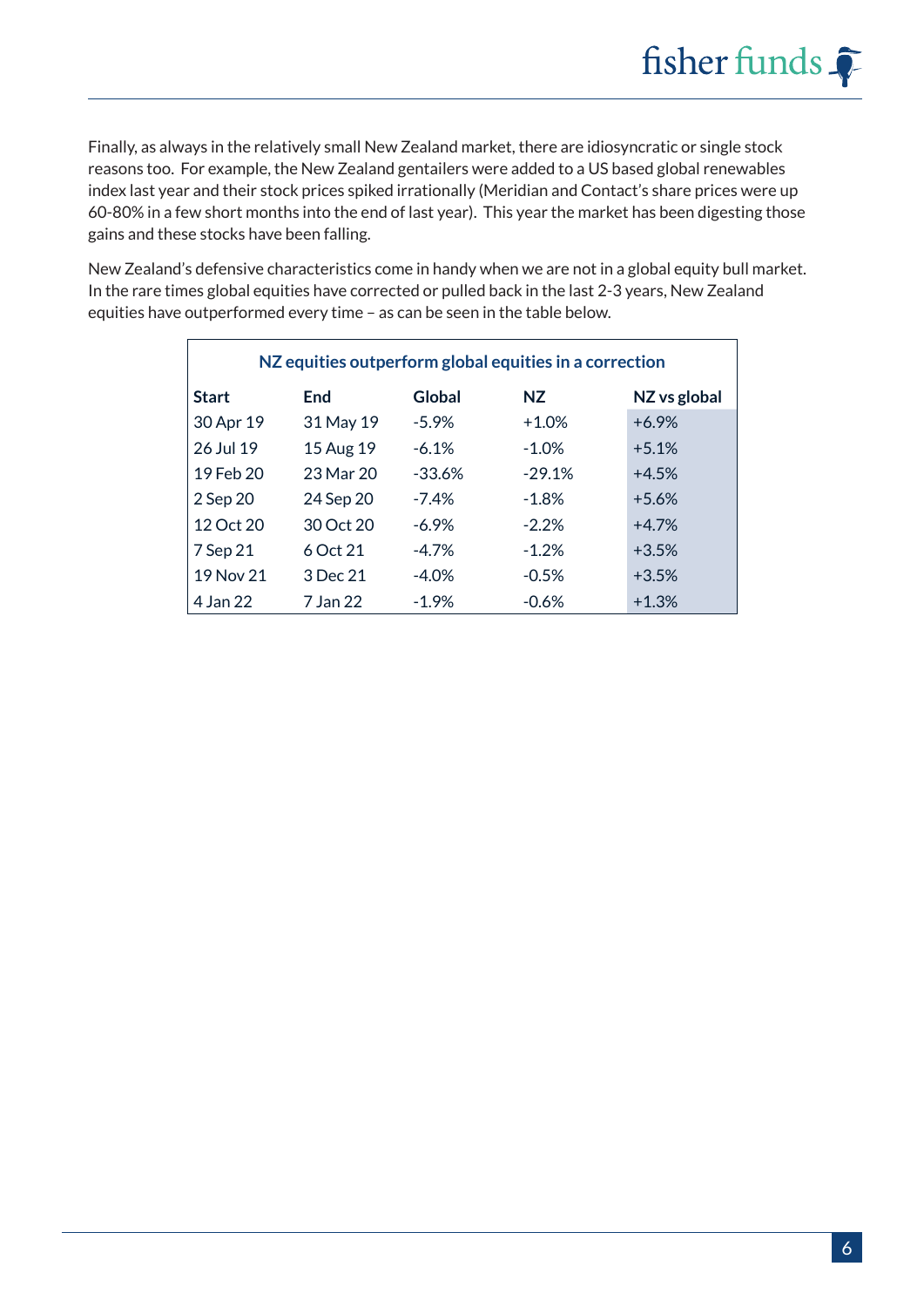Finally, as always in the relatively small New Zealand market, there are idiosyncratic or single stock reasons too. For example, the New Zealand gentailers were added to a US based global renewables index last year and their stock prices spiked irrationally (Meridian and Contact's share prices were up 60-80% in a few short months into the end of last year). This year the market has been digesting those gains and these stocks have been falling.

New Zealand's defensive characteristics come in handy when we are not in a global equity bull market. In the rare times global equities have corrected or pulled back in the last 2-3 years, New Zealand equities have outperformed every time – as can be seen in the table below.

**NZ equities outperform global equities in a correction**

| Start | End | Global | NZ | NZ vs global |
|---|---|---|---|---|
| 30 Apr 19 | 31 May 19 | -5.9% | +1.0% | +6.9% |
| 26 Jul 19 | 15 Aug 19 | -6.1% | -1.0% | +5.1% |
| 19 Feb 20 | 23 Mar 20 | -33.6% | -29.1% | +4.5% |
| 2 Sep 20 | 24 Sep 20 | -7.4% | -1.8% | +5.6% |
| 12 Oct 20 | 30 Oct 20 | -6.9% | -2.2% | +4.7% |
| 7 Sep 21 | 6 Oct 21 | -4.7% | -1.2% | +3.5% |
| 19 Nov 21 | 3 Dec 21 | -4.0% | -0.5% | +3.5% |
| 4 Jan 22 | 7 Jan 22 | -1.9% | -0.6% | +1.3% |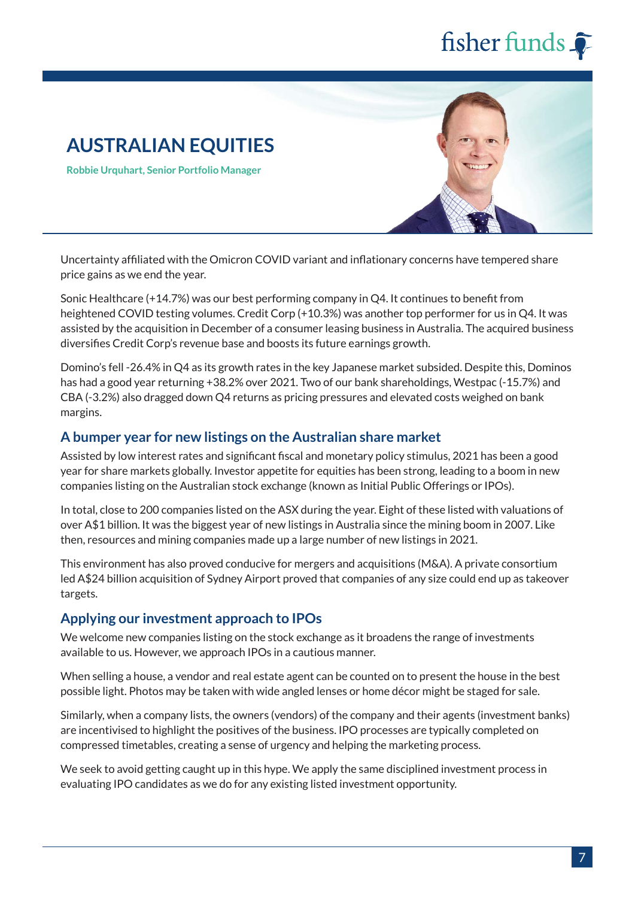# AUSTRALIAN EQUITIES

**Robbie Urquhart, Senior Portfolio Manager**

Uncertainty affiliated with the Omicron COVID variant and inflationary concerns have tempered share price gains as we end the year.

Sonic Healthcare (+14.7%) was our best performing company in Q4. It continues to benefit from heightened COVID testing volumes. Credit Corp (+10.3%) was another top performer for us in Q4. It was assisted by the acquisition in December of a consumer leasing business in Australia. The acquired business diversifies Credit Corp's revenue base and boosts its future earnings growth.

Domino's fell -26.4% in Q4 as its growth rates in the key Japanese market subsided. Despite this, Dominos has had a good year returning +38.2% over 2021. Two of our bank shareholdings, Westpac (-15.7%) and CBA (-3.2%) also dragged down Q4 returns as pricing pressures and elevated costs weighed on bank margins.

## A bumper year for new listings on the Australian share market

Assisted by low interest rates and significant fiscal and monetary policy stimulus, 2021 has been a good year for share markets globally. Investor appetite for equities has been strong, leading to a boom in new companies listing on the Australian stock exchange (known as Initial Public Offerings or IPOs).

In total, close to 200 companies listed on the ASX during the year. Eight of these listed with valuations of over A$1 billion. It was the biggest year of new listings in Australia since the mining boom in 2007. Like then, resources and mining companies made up a large number of new listings in 2021.

This environment has also proved conducive for mergers and acquisitions (M&A). A private consortium led A$24 billion acquisition of Sydney Airport proved that companies of any size could end up as takeover targets.

## Applying our investment approach to IPOs

We welcome new companies listing on the stock exchange as it broadens the range of investments available to us. However, we approach IPOs in a cautious manner.

When selling a house, a vendor and real estate agent can be counted on to present the house in the best possible light. Photos may be taken with wide angled lenses or home décor might be staged for sale.

Similarly, when a company lists, the owners (vendors) of the company and their agents (investment banks) are incentivised to highlight the positives of the business. IPO processes are typically completed on compressed timetables, creating a sense of urgency and helping the marketing process.

We seek to avoid getting caught up in this hype. We apply the same disciplined investment process in evaluating IPO candidates as we do for any existing listed investment opportunity.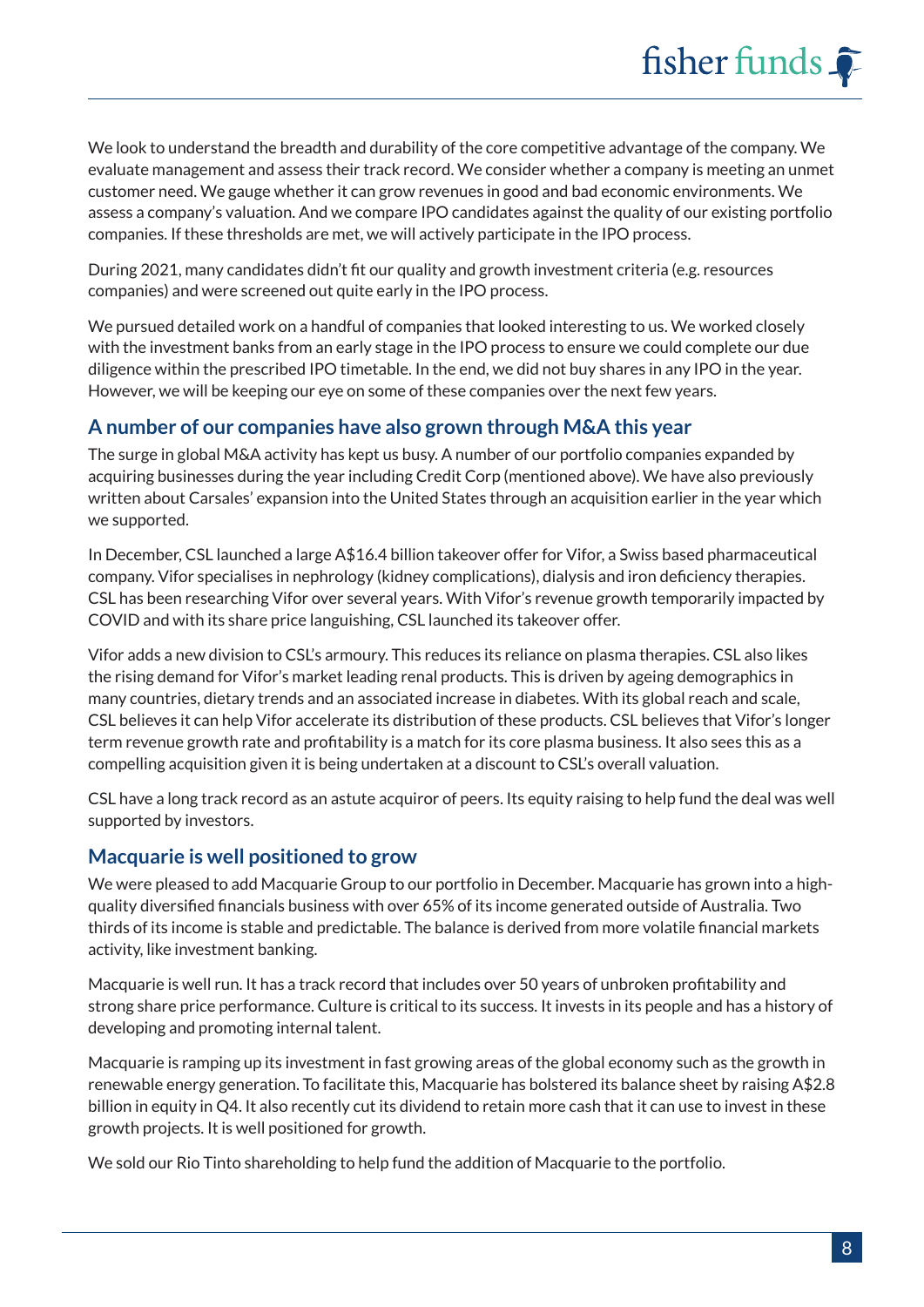We look to understand the breadth and durability of the core competitive advantage of the company. We evaluate management and assess their track record. We consider whether a company is meeting an unmet customer need. We gauge whether it can grow revenues in good and bad economic environments. We assess a company's valuation. And we compare IPO candidates against the quality of our existing portfolio companies. If these thresholds are met, we will actively participate in the IPO process.

During 2021, many candidates didn't fit our quality and growth investment criteria (e.g. resources companies) and were screened out quite early in the IPO process.

We pursued detailed work on a handful of companies that looked interesting to us. We worked closely with the investment banks from an early stage in the IPO process to ensure we could complete our due diligence within the prescribed IPO timetable. In the end, we did not buy shares in any IPO in the year. However, we will be keeping our eye on some of these companies over the next few years.

## A number of our companies have also grown through M&A this year

The surge in global M&A activity has kept us busy. A number of our portfolio companies expanded by acquiring businesses during the year including Credit Corp (mentioned above). We have also previously written about Carsales' expansion into the United States through an acquisition earlier in the year which we supported.

In December, CSL launched a large A$16.4 billion takeover offer for Vifor, a Swiss based pharmaceutical company. Vifor specialises in nephrology (kidney complications), dialysis and iron deficiency therapies. CSL has been researching Vifor over several years. With Vifor's revenue growth temporarily impacted by COVID and with its share price languishing, CSL launched its takeover offer.

Vifor adds a new division to CSL's armoury. This reduces its reliance on plasma therapies. CSL also likes the rising demand for Vifor's market leading renal products. This is driven by ageing demographics in many countries, dietary trends and an associated increase in diabetes. With its global reach and scale, CSL believes it can help Vifor accelerate its distribution of these products. CSL believes that Vifor's longer term revenue growth rate and profitability is a match for its core plasma business. It also sees this as a compelling acquisition given it is being undertaken at a discount to CSL's overall valuation.

CSL have a long track record as an astute acquiror of peers. Its equity raising to help fund the deal was well supported by investors.

## Macquarie is well positioned to grow

We were pleased to add Macquarie Group to our portfolio in December. Macquarie has grown into a high-quality diversified financials business with over 65% of its income generated outside of Australia. Two thirds of its income is stable and predictable. The balance is derived from more volatile financial markets activity, like investment banking.

Macquarie is well run. It has a track record that includes over 50 years of unbroken profitability and strong share price performance. Culture is critical to its success. It invests in its people and has a history of developing and promoting internal talent.

Macquarie is ramping up its investment in fast growing areas of the global economy such as the growth in renewable energy generation. To facilitate this, Macquarie has bolstered its balance sheet by raising A$2.8 billion in equity in Q4. It also recently cut its dividend to retain more cash that it can use to invest in these growth projects. It is well positioned for growth.

We sold our Rio Tinto shareholding to help fund the addition of Macquarie to the portfolio.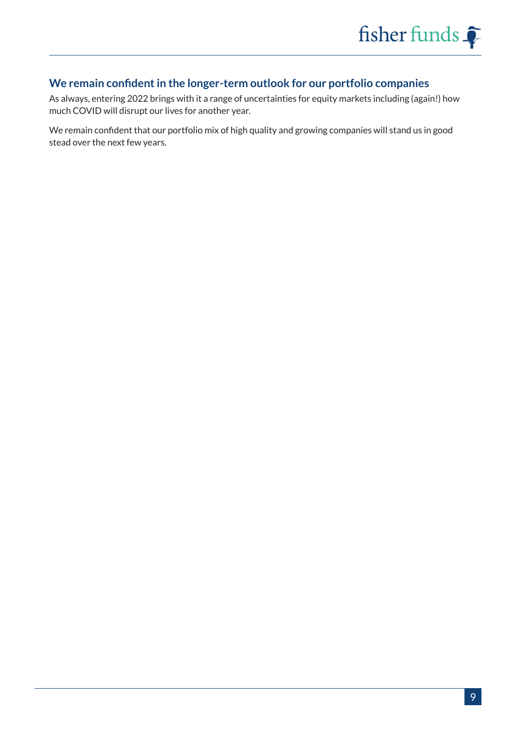## We remain confident in the longer-term outlook for our portfolio companies

As always, entering 2022 brings with it a range of uncertainties for equity markets including (again!) how much COVID will disrupt our lives for another year.

We remain confident that our portfolio mix of high quality and growing companies will stand us in good stead over the next few years.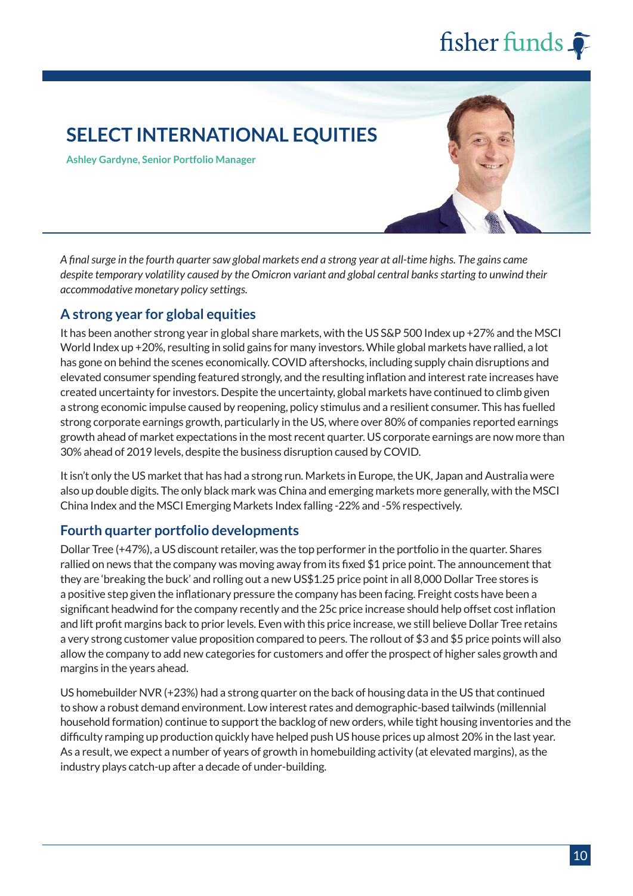# SELECT INTERNATIONAL EQUITIES

**Ashley Gardyne, Senior Portfolio Manager**

*A final surge in the fourth quarter saw global markets end a strong year at all-time highs. The gains came despite temporary volatility caused by the Omicron variant and global central banks starting to unwind their accommodative monetary policy settings.*

## A strong year for global equities

It has been another strong year in global share markets, with the US S&P 500 Index up +27% and the MSCI World Index up +20%, resulting in solid gains for many investors. While global markets have rallied, a lot has gone on behind the scenes economically. COVID aftershocks, including supply chain disruptions and elevated consumer spending featured strongly, and the resulting inflation and interest rate increases have created uncertainty for investors. Despite the uncertainty, global markets have continued to climb given a strong economic impulse caused by reopening, policy stimulus and a resilient consumer. This has fuelled strong corporate earnings growth, particularly in the US, where over 80% of companies reported earnings growth ahead of market expectations in the most recent quarter. US corporate earnings are now more than 30% ahead of 2019 levels, despite the business disruption caused by COVID.

It isn't only the US market that has had a strong run. Markets in Europe, the UK, Japan and Australia were also up double digits. The only black mark was China and emerging markets more generally, with the MSCI China Index and the MSCI Emerging Markets Index falling -22% and -5% respectively.

## Fourth quarter portfolio developments

Dollar Tree (+47%), a US discount retailer, was the top performer in the portfolio in the quarter. Shares rallied on news that the company was moving away from its fixed $1 price point. The announcement that they are 'breaking the buck' and rolling out a new US$1.25 price point in all 8,000 Dollar Tree stores is a positive step given the inflationary pressure the company has been facing. Freight costs have been a significant headwind for the company recently and the 25c price increase should help offset cost inflation and lift profit margins back to prior levels. Even with this price increase, we still believe Dollar Tree retains a very strong customer value proposition compared to peers. The rollout of $3 and $5 price points will also allow the company to add new categories for customers and offer the prospect of higher sales growth and margins in the years ahead.

US homebuilder NVR (+23%) had a strong quarter on the back of housing data in the US that continued to show a robust demand environment. Low interest rates and demographic-based tailwinds (millennial household formation) continue to support the backlog of new orders, while tight housing inventories and the difficulty ramping up production quickly have helped push US house prices up almost 20% in the last year. As a result, we expect a number of years of growth in homebuilding activity (at elevated margins), as the industry plays catch-up after a decade of under-building.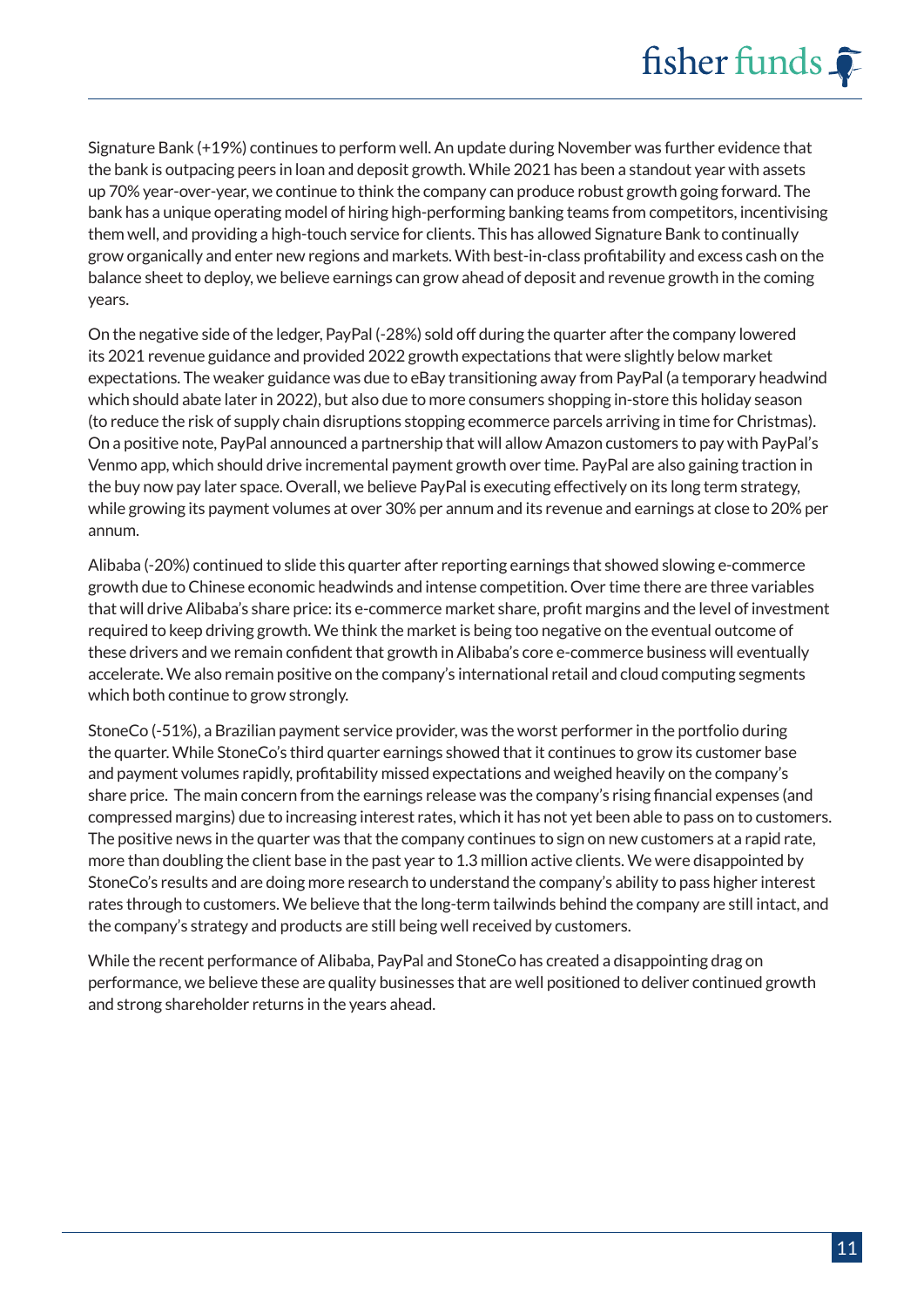Signature Bank (+19%) continues to perform well. An update during November was further evidence that the bank is outpacing peers in loan and deposit growth. While 2021 has been a standout year with assets up 70% year-over-year, we continue to think the company can produce robust growth going forward. The bank has a unique operating model of hiring high-performing banking teams from competitors, incentivising them well, and providing a high-touch service for clients. This has allowed Signature Bank to continually grow organically and enter new regions and markets. With best-in-class profitability and excess cash on the balance sheet to deploy, we believe earnings can grow ahead of deposit and revenue growth in the coming years.

On the negative side of the ledger, PayPal (-28%) sold off during the quarter after the company lowered its 2021 revenue guidance and provided 2022 growth expectations that were slightly below market expectations. The weaker guidance was due to eBay transitioning away from PayPal (a temporary headwind which should abate later in 2022), but also due to more consumers shopping in-store this holiday season (to reduce the risk of supply chain disruptions stopping ecommerce parcels arriving in time for Christmas). On a positive note, PayPal announced a partnership that will allow Amazon customers to pay with PayPal's Venmo app, which should drive incremental payment growth over time. PayPal are also gaining traction in the buy now pay later space. Overall, we believe PayPal is executing effectively on its long term strategy, while growing its payment volumes at over 30% per annum and its revenue and earnings at close to 20% per annum.

Alibaba (-20%) continued to slide this quarter after reporting earnings that showed slowing e-commerce growth due to Chinese economic headwinds and intense competition. Over time there are three variables that will drive Alibaba's share price: its e-commerce market share, profit margins and the level of investment required to keep driving growth. We think the market is being too negative on the eventual outcome of these drivers and we remain confident that growth in Alibaba's core e-commerce business will eventually accelerate. We also remain positive on the company's international retail and cloud computing segments which both continue to grow strongly.

StoneCo (-51%), a Brazilian payment service provider, was the worst performer in the portfolio during the quarter. While StoneCo's third quarter earnings showed that it continues to grow its customer base and payment volumes rapidly, profitability missed expectations and weighed heavily on the company's share price. The main concern from the earnings release was the company's rising financial expenses (and compressed margins) due to increasing interest rates, which it has not yet been able to pass on to customers. The positive news in the quarter was that the company continues to sign on new customers at a rapid rate, more than doubling the client base in the past year to 1.3 million active clients. We were disappointed by StoneCo's results and are doing more research to understand the company's ability to pass higher interest rates through to customers. We believe that the long-term tailwinds behind the company are still intact, and the company's strategy and products are still being well received by customers.

While the recent performance of Alibaba, PayPal and StoneCo has created a disappointing drag on performance, we believe these are quality businesses that are well positioned to deliver continued growth and strong shareholder returns in the years ahead.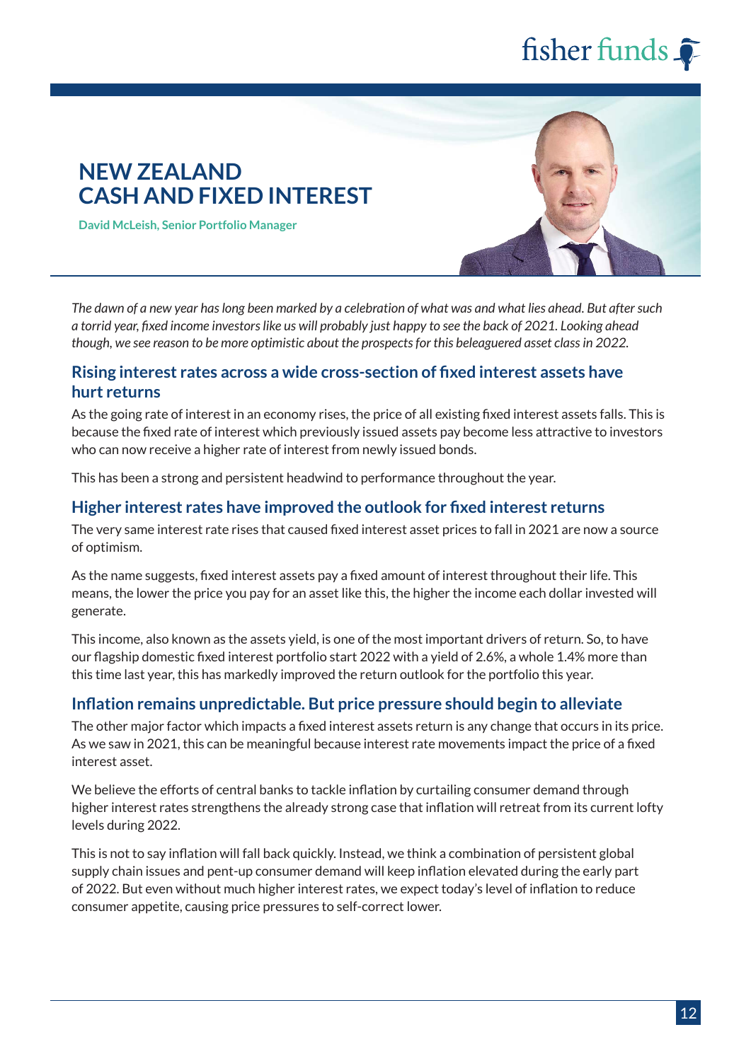# NEW ZEALAND CASH AND FIXED INTEREST

**David McLeish, Senior Portfolio Manager**

*The dawn of a new year has long been marked by a celebration of what was and what lies ahead. But after such a torrid year, fixed income investors like us will probably just happy to see the back of 2021. Looking ahead though, we see reason to be more optimistic about the prospects for this beleaguered asset class in 2022.*

## Rising interest rates across a wide cross-section of fixed interest assets have hurt returns

As the going rate of interest in an economy rises, the price of all existing fixed interest assets falls. This is because the fixed rate of interest which previously issued assets pay become less attractive to investors who can now receive a higher rate of interest from newly issued bonds.

This has been a strong and persistent headwind to performance throughout the year.

## Higher interest rates have improved the outlook for fixed interest returns

The very same interest rate rises that caused fixed interest asset prices to fall in 2021 are now a source of optimism.

As the name suggests, fixed interest assets pay a fixed amount of interest throughout their life. This means, the lower the price you pay for an asset like this, the higher the income each dollar invested will generate.

This income, also known as the assets yield, is one of the most important drivers of return. So, to have our flagship domestic fixed interest portfolio start 2022 with a yield of 2.6%, a whole 1.4% more than this time last year, this has markedly improved the return outlook for the portfolio this year.

## Inflation remains unpredictable. But price pressure should begin to alleviate

The other major factor which impacts a fixed interest assets return is any change that occurs in its price. As we saw in 2021, this can be meaningful because interest rate movements impact the price of a fixed interest asset.

We believe the efforts of central banks to tackle inflation by curtailing consumer demand through higher interest rates strengthens the already strong case that inflation will retreat from its current lofty levels during 2022.

This is not to say inflation will fall back quickly. Instead, we think a combination of persistent global supply chain issues and pent-up consumer demand will keep inflation elevated during the early part of 2022. But even without much higher interest rates, we expect today's level of inflation to reduce consumer appetite, causing price pressures to self-correct lower.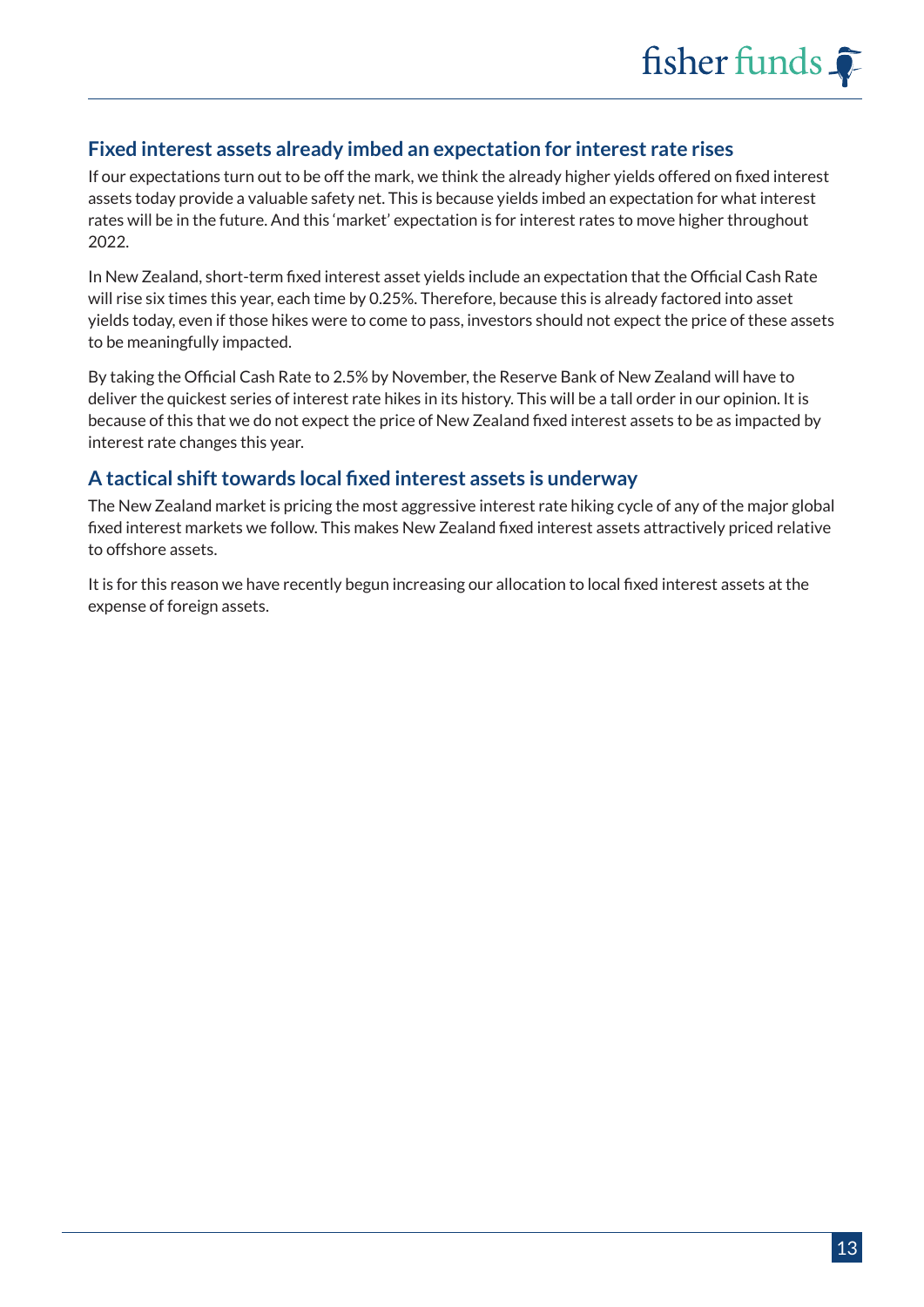## Fixed interest assets already imbed an expectation for interest rate rises

If our expectations turn out to be off the mark, we think the already higher yields offered on fixed interest assets today provide a valuable safety net. This is because yields imbed an expectation for what interest rates will be in the future. And this 'market' expectation is for interest rates to move higher throughout 2022.

In New Zealand, short-term fixed interest asset yields include an expectation that the Official Cash Rate will rise six times this year, each time by 0.25%. Therefore, because this is already factored into asset yields today, even if those hikes were to come to pass, investors should not expect the price of these assets to be meaningfully impacted.

By taking the Official Cash Rate to 2.5% by November, the Reserve Bank of New Zealand will have to deliver the quickest series of interest rate hikes in its history. This will be a tall order in our opinion. It is because of this that we do not expect the price of New Zealand fixed interest assets to be as impacted by interest rate changes this year.

## A tactical shift towards local fixed interest assets is underway

The New Zealand market is pricing the most aggressive interest rate hiking cycle of any of the major global fixed interest markets we follow. This makes New Zealand fixed interest assets attractively priced relative to offshore assets.

It is for this reason we have recently begun increasing our allocation to local fixed interest assets at the expense of foreign assets.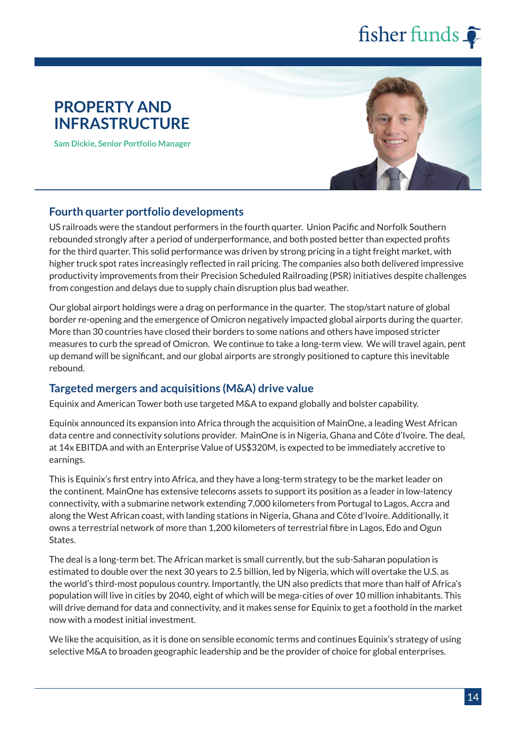# PROPERTY AND INFRASTRUCTURE

**Sam Dickie, Senior Portfolio Manager**

## Fourth quarter portfolio developments

US railroads were the standout performers in the fourth quarter. Union Pacific and Norfolk Southern rebounded strongly after a period of underperformance, and both posted better than expected profits for the third quarter. This solid performance was driven by strong pricing in a tight freight market, with higher truck spot rates increasingly reflected in rail pricing. The companies also both delivered impressive productivity improvements from their Precision Scheduled Railroading (PSR) initiatives despite challenges from congestion and delays due to supply chain disruption plus bad weather.

Our global airport holdings were a drag on performance in the quarter. The stop/start nature of global border re-opening and the emergence of Omicron negatively impacted global airports during the quarter. More than 30 countries have closed their borders to some nations and others have imposed stricter measures to curb the spread of Omicron. We continue to take a long-term view. We will travel again, pent up demand will be significant, and our global airports are strongly positioned to capture this inevitable rebound.

## Targeted mergers and acquisitions (M&A) drive value

Equinix and American Tower both use targeted M&A to expand globally and bolster capability.

Equinix announced its expansion into Africa through the acquisition of MainOne, a leading West African data centre and connectivity solutions provider. MainOne is in Nigeria, Ghana and Côte d'Ivoire. The deal, at 14x EBITDA and with an Enterprise Value of US$320M, is expected to be immediately accretive to earnings.

This is Equinix's first entry into Africa, and they have a long-term strategy to be the market leader on the continent. MainOne has extensive telecoms assets to support its position as a leader in low-latency connectivity, with a submarine network extending 7,000 kilometers from Portugal to Lagos, Accra and along the West African coast, with landing stations in Nigeria, Ghana and Côte d'Ivoire. Additionally, it owns a terrestrial network of more than 1,200 kilometers of terrestrial fibre in Lagos, Edo and Ogun States.

The deal is a long-term bet. The African market is small currently, but the sub-Saharan population is estimated to double over the next 30 years to 2.5 billion, led by Nigeria, which will overtake the U.S. as the world's third-most populous country. Importantly, the UN also predicts that more than half of Africa's population will live in cities by 2040, eight of which will be mega-cities of over 10 million inhabitants. This will drive demand for data and connectivity, and it makes sense for Equinix to get a foothold in the market now with a modest initial investment.

We like the acquisition, as it is done on sensible economic terms and continues Equinix's strategy of using selective M&A to broaden geographic leadership and be the provider of choice for global enterprises.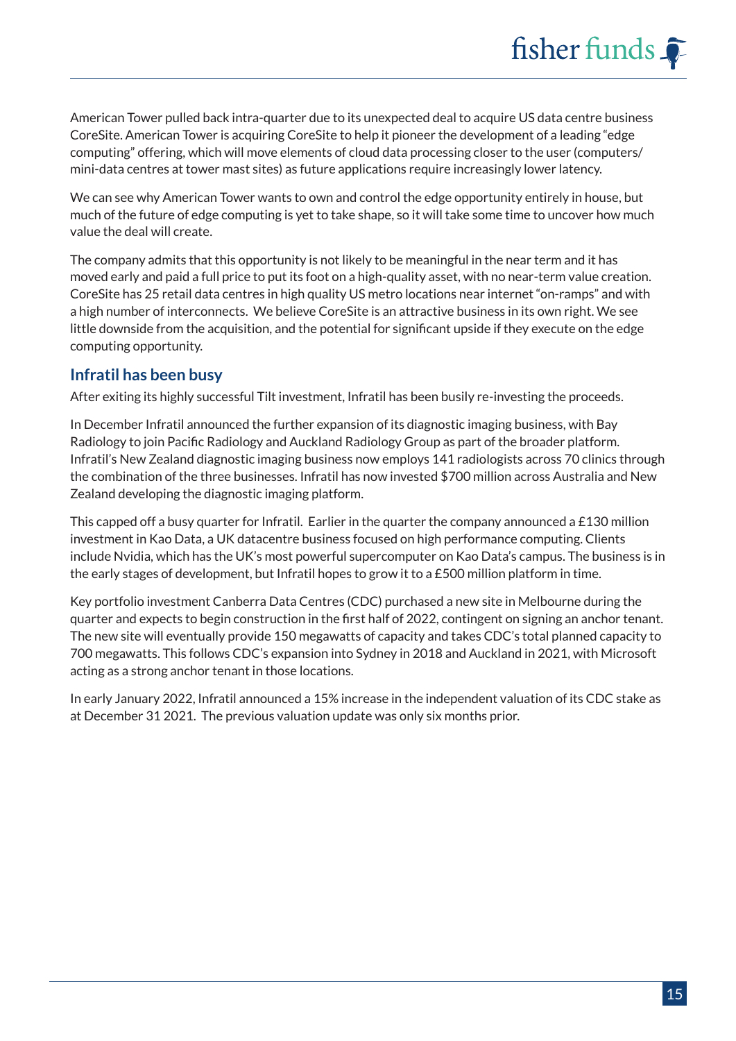American Tower pulled back intra-quarter due to its unexpected deal to acquire US data centre business CoreSite. American Tower is acquiring CoreSite to help it pioneer the development of a leading "edge computing" offering, which will move elements of cloud data processing closer to the user (computers/mini-data centres at tower mast sites) as future applications require increasingly lower latency.

We can see why American Tower wants to own and control the edge opportunity entirely in house, but much of the future of edge computing is yet to take shape, so it will take some time to uncover how much value the deal will create.

The company admits that this opportunity is not likely to be meaningful in the near term and it has moved early and paid a full price to put its foot on a high-quality asset, with no near-term value creation. CoreSite has 25 retail data centres in high quality US metro locations near internet "on-ramps" and with a high number of interconnects. We believe CoreSite is an attractive business in its own right. We see little downside from the acquisition, and the potential for significant upside if they execute on the edge computing opportunity.

## Infratil has been busy

After exiting its highly successful Tilt investment, Infratil has been busily re-investing the proceeds.

In December Infratil announced the further expansion of its diagnostic imaging business, with Bay Radiology to join Pacific Radiology and Auckland Radiology Group as part of the broader platform. Infratil's New Zealand diagnostic imaging business now employs 141 radiologists across 70 clinics through the combination of the three businesses. Infratil has now invested $700 million across Australia and New Zealand developing the diagnostic imaging platform.

This capped off a busy quarter for Infratil. Earlier in the quarter the company announced a £130 million investment in Kao Data, a UK datacentre business focused on high performance computing. Clients include Nvidia, which has the UK's most powerful supercomputer on Kao Data's campus. The business is in the early stages of development, but Infratil hopes to grow it to a £500 million platform in time.

Key portfolio investment Canberra Data Centres (CDC) purchased a new site in Melbourne during the quarter and expects to begin construction in the first half of 2022, contingent on signing an anchor tenant. The new site will eventually provide 150 megawatts of capacity and takes CDC's total planned capacity to 700 megawatts. This follows CDC's expansion into Sydney in 2018 and Auckland in 2021, with Microsoft acting as a strong anchor tenant in those locations.

In early January 2022, Infratil announced a 15% increase in the independent valuation of its CDC stake as at December 31 2021. The previous valuation update was only six months prior.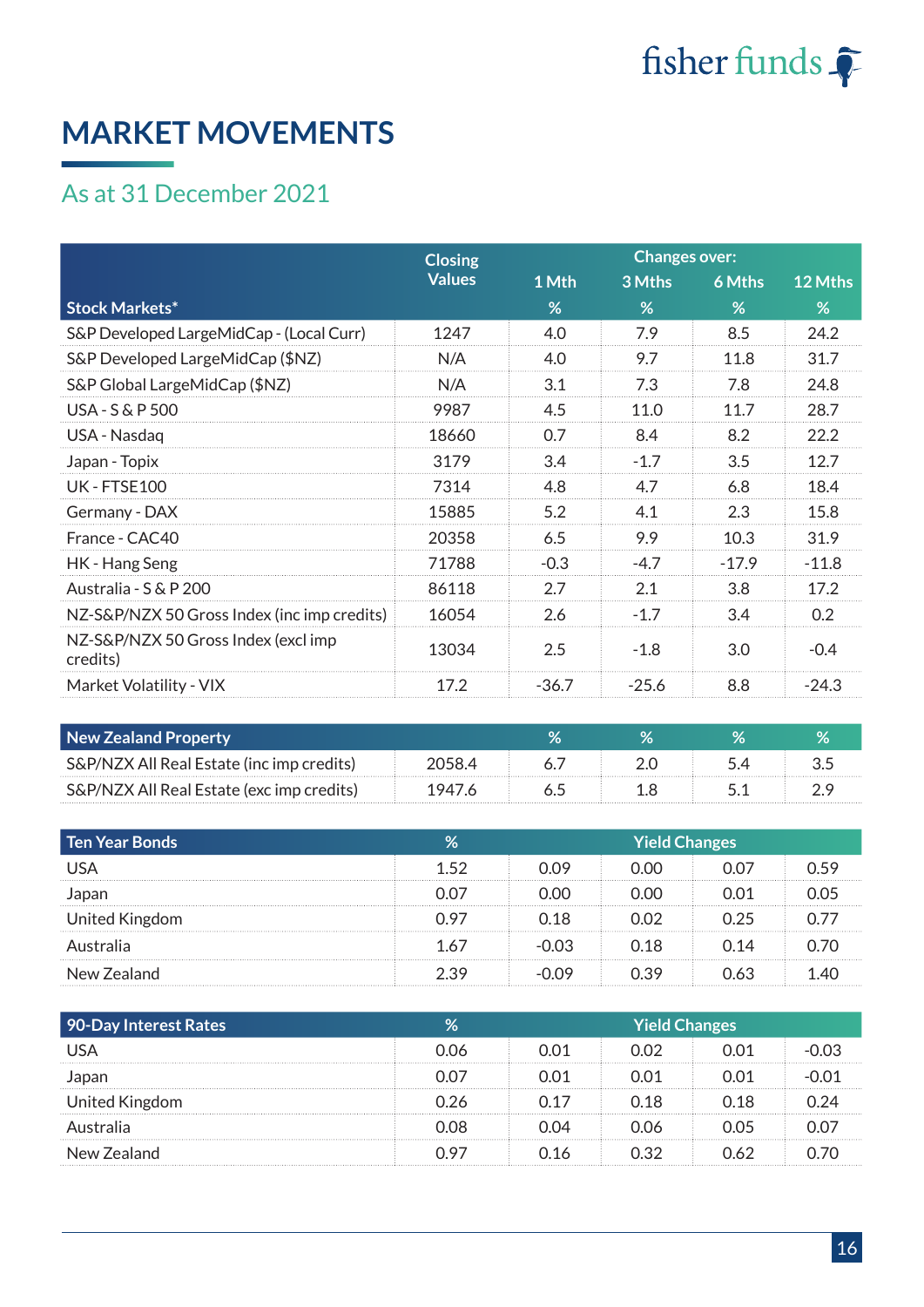# MARKET MOVEMENTS

## As at 31 December 2021

| Stock Markets* | Closing Values | Changes over: 1 Mth % | 3 Mths % | 6 Mths % | 12 Mths % |
|---|---|---|---|---|---|
| S&P Developed LargeMidCap - (Local Curr) | 1247 | 4.0 | 7.9 | 8.5 | 24.2 |
| S&P Developed LargeMidCap ($NZ) | N/A | 4.0 | 9.7 | 11.8 | 31.7 |
| S&P Global LargeMidCap ($NZ) | N/A | 3.1 | 7.3 | 7.8 | 24.8 |
| USA - S & P 500 | 9987 | 4.5 | 11.0 | 11.7 | 28.7 |
| USA - Nasdaq | 18660 | 0.7 | 8.4 | 8.2 | 22.2 |
| Japan - Topix | 3179 | 3.4 | -1.7 | 3.5 | 12.7 |
| UK - FTSE100 | 7314 | 4.8 | 4.7 | 6.8 | 18.4 |
| Germany - DAX | 15885 | 5.2 | 4.1 | 2.3 | 15.8 |
| France - CAC40 | 20358 | 6.5 | 9.9 | 10.3 | 31.9 |
| HK - Hang Seng | 71788 | -0.3 | -4.7 | -17.9 | -11.8 |
| Australia - S & P 200 | 86118 | 2.7 | 2.1 | 3.8 | 17.2 |
| NZ-S&P/NZX 50 Gross Index (inc imp credits) | 16054 | 2.6 | -1.7 | 3.4 | 0.2 |
| NZ-S&P/NZX 50 Gross Index (excl imp credits) | 13034 | 2.5 | -1.8 | 3.0 | -0.4 |
| Market Volatility - VIX | 17.2 | -36.7 | -25.6 | 8.8 | -24.3 |

| New Zealand Property | | % | % | % | % |
|---|---|---|---|---|---|
| S&P/NZX All Real Estate (inc imp credits) | 2058.4 | 6.7 | 2.0 | 5.4 | 3.5 |
| S&P/NZX All Real Estate (exc imp credits) | 1947.6 | 6.5 | 1.8 | 5.1 | 2.9 |

| Ten Year Bonds | % | Yield Changes | | | |
|---|---|---|---|---|---|
| USA | 1.52 | 0.09 | 0.00 | 0.07 | 0.59 |
| Japan | 0.07 | 0.00 | 0.00 | 0.01 | 0.05 |
| United Kingdom | 0.97 | 0.18 | 0.02 | 0.25 | 0.77 |
| Australia | 1.67 | -0.03 | 0.18 | 0.14 | 0.70 |
| New Zealand | 2.39 | -0.09 | 0.39 | 0.63 | 1.40 |

| 90-Day Interest Rates | % | Yield Changes | | | |
|---|---|---|---|---|---|
| USA | 0.06 | 0.01 | 0.02 | 0.01 | -0.03 |
| Japan | 0.07 | 0.01 | 0.01 | 0.01 | -0.01 |
| United Kingdom | 0.26 | 0.17 | 0.18 | 0.18 | 0.24 |
| Australia | 0.08 | 0.04 | 0.06 | 0.05 | 0.07 |
| New Zealand | 0.97 | 0.16 | 0.32 | 0.62 | 0.70 |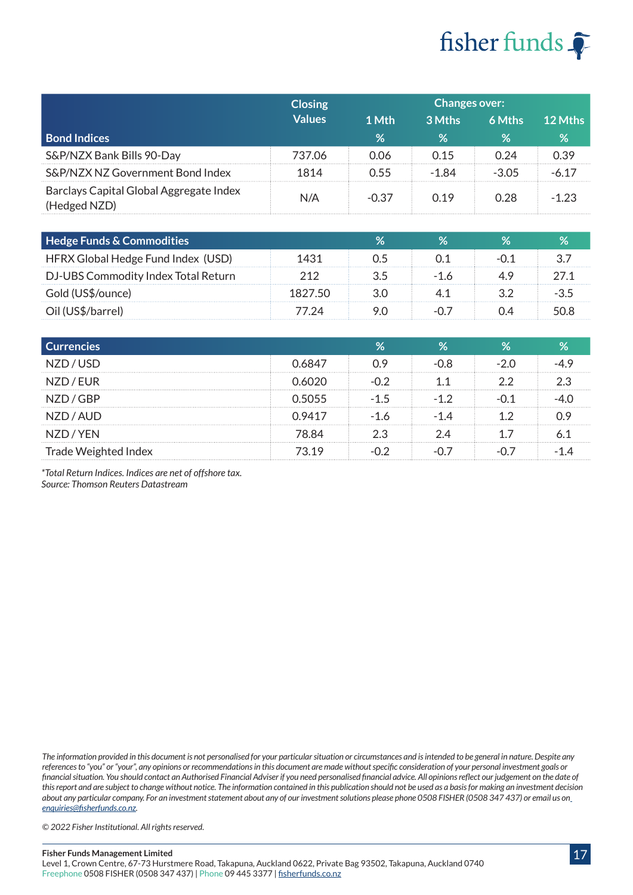| Bond Indices | Closing Values | Changes over: 1 Mth % | 3 Mths % | 6 Mths % | 12 Mths % |
|---|---|---|---|---|---|
| S&P/NZX Bank Bills 90-Day | 737.06 | 0.06 | 0.15 | 0.24 | 0.39 |
| S&P/NZX NZ Government Bond Index | 1814 | 0.55 | -1.84 | -3.05 | -6.17 |
| Barclays Capital Global Aggregate Index (Hedged NZD) | N/A | -0.37 | 0.19 | 0.28 | -1.23 |

| Hedge Funds & Commodities | | % | % | % | % |
|---|---|---|---|---|---|
| HFRX Global Hedge Fund Index (USD) | 1431 | 0.5 | 0.1 | -0.1 | 3.7 |
| DJ-UBS Commodity Index Total Return | 212 | 3.5 | -1.6 | 4.9 | 27.1 |
| Gold (US$/ounce) | 1827.50 | 3.0 | 4.1 | 3.2 | -3.5 |
| Oil (US$/barrel) | 77.24 | 9.0 | -0.7 | 0.4 | 50.8 |

| Currencies | | % | % | % | % |
|---|---|---|---|---|---|
| NZD / USD | 0.6847 | 0.9 | -0.8 | -2.0 | -4.9 |
| NZD / EUR | 0.6020 | -0.2 | 1.1 | 2.2 | 2.3 |
| NZD / GBP | 0.5055 | -1.5 | -1.2 | -0.1 | -4.0 |
| NZD / AUD | 0.9417 | -1.6 | -1.4 | 1.2 | 0.9 |
| NZD / YEN | 78.84 | 2.3 | 2.4 | 1.7 | 6.1 |
| Trade Weighted Index | 73.19 | -0.2 | -0.7 | -0.7 | -1.4 |

*\*Total Return Indices. Indices are net of offshore tax.*
*Source: Thomson Reuters Datastream*

*The information provided in this document is not personalised for your particular situation or circumstances and is intended to be general in nature. Despite any references to "you" or "your", any opinions or recommendations in this document are made without specific consideration of your personal investment goals or financial situation. You should contact an Authorised Financial Adviser if you need personalised financial advice. All opinions reflect our judgement on the date of this report and are subject to change without notice. The information contained in this publication should not be used as a basis for making an investment decision about any particular company. For an investment statement about any of our investment solutions please phone 0508 FISHER (0508 347 437) or email us on enquiries@fisherfunds.co.nz.*

*© 2022 Fisher Institutional. All rights reserved.*

**Fisher Funds Management Limited**
Level 1, Crown Centre, 67-73 Hurstmere Road, Takapuna, Auckland 0622, Private Bag 93502, Takapuna, Auckland 0740
Freephone 0508 FISHER (0508 347 437) | Phone 09 445 3377 | fisherfunds.co.nz